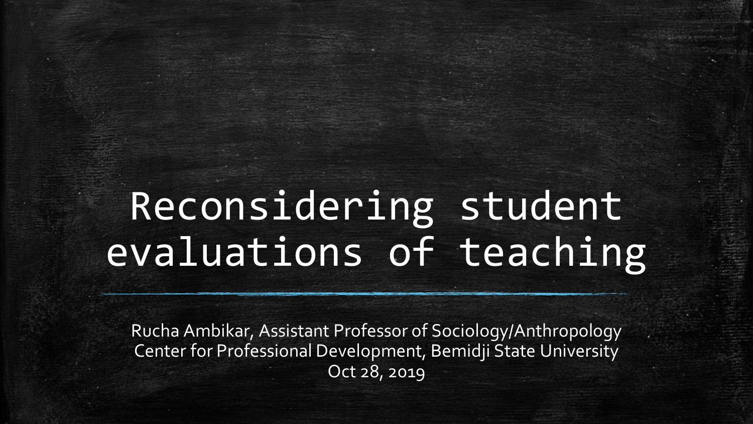# Reconsidering student evaluations of teaching

Rucha Ambikar, Assistant Professor of Sociology/Anthropology
Center for Professional Development, Bemidji State University
Oct 28, 2019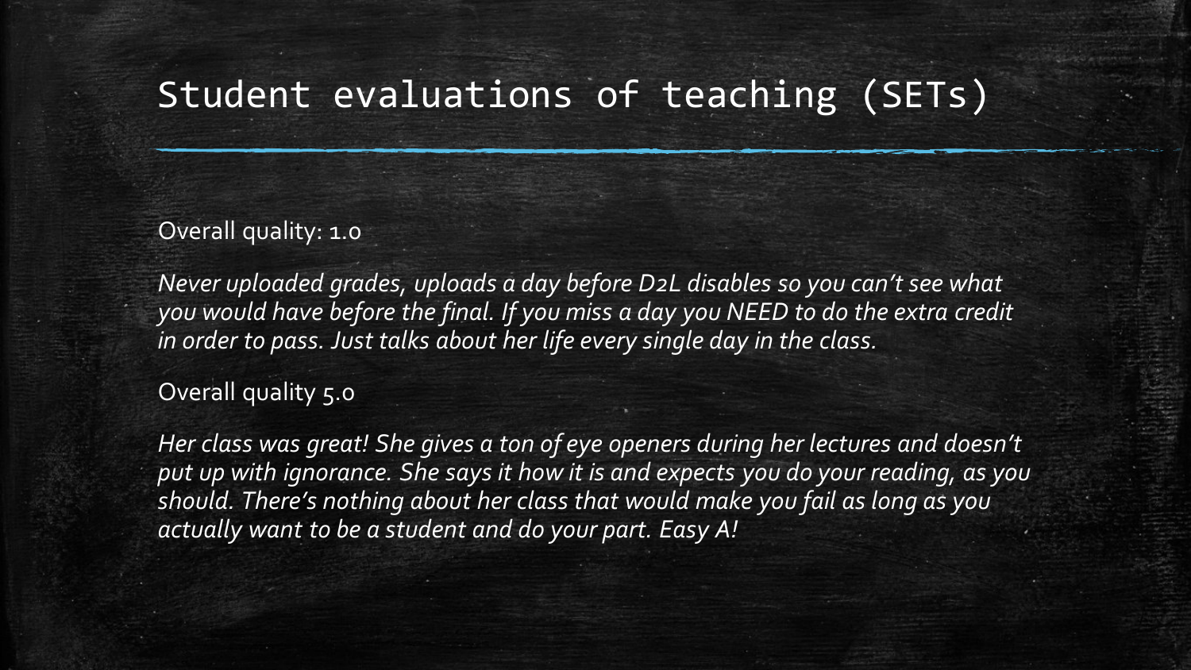# Student evaluations of teaching (SETs)

Overall quality: 1.0

*Never uploaded grades, uploads a day before D2L disables so you can't see what you would have before the final. If you miss a day you NEED to do the extra credit in order to pass. Just talks about her life every single day in the class.*

Overall quality 5.0

*Her class was great! She gives a ton of eye openers during her lectures and doesn't put up with ignorance. She says it how it is and expects you do your reading, as you should. There's nothing about her class that would make you fail as long as you actually want to be a student and do your part. Easy A!*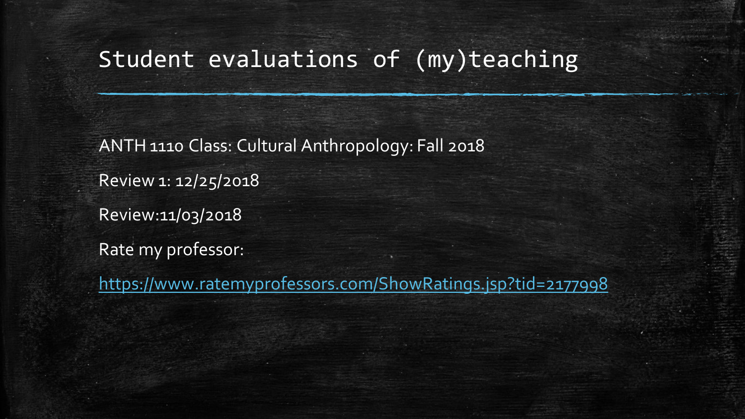# Student evaluations of (my)teaching

ANTH 1110 Class: Cultural Anthropology: Fall 2018

Review 1: 12/25/2018

Review:11/03/2018

Rate my professor:

https://www.ratemyprofessors.com/ShowRatings.jsp?tid=2177998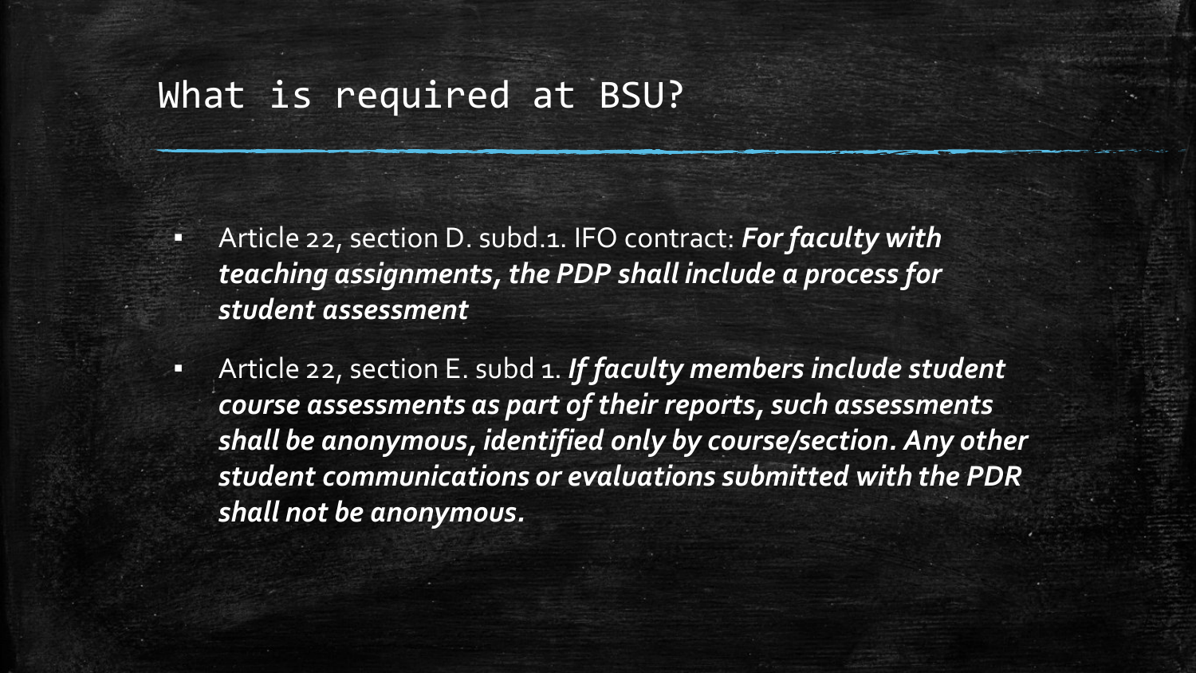# What is required at BSU?

- Article 22, section D. subd.1. IFO contract: ***For faculty with teaching assignments, the PDP shall include a process for student assessment***
- Article 22, section E. subd 1. ***If faculty members include student course assessments as part of their reports, such assessments shall be anonymous, identified only by course/section. Any other student communications or evaluations submitted with the PDR shall not be anonymous.***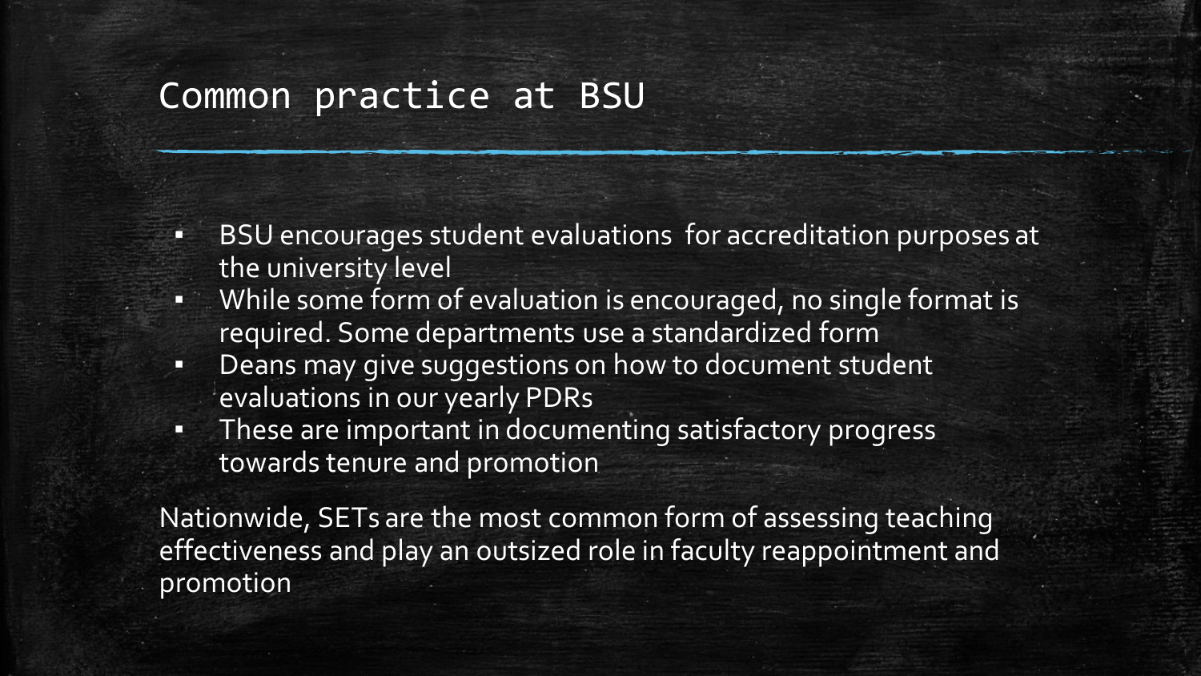# Common practice at BSU

- BSU encourages student evaluations for accreditation purposes at the university level
- While some form of evaluation is encouraged, no single format is required. Some departments use a standardized form
- Deans may give suggestions on how to document student evaluations in our yearly PDRs
- These are important in documenting satisfactory progress towards tenure and promotion

Nationwide, SETs are the most common form of assessing teaching effectiveness and play an outsized role in faculty reappointment and promotion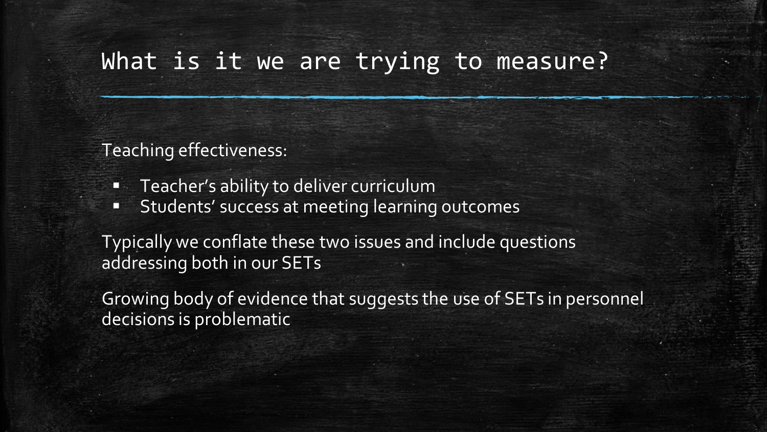# What is it we are trying to measure?

Teaching effectiveness:

- Teacher's ability to deliver curriculum
- Students' success at meeting learning outcomes

Typically we conflate these two issues and include questions addressing both in our SETs

Growing body of evidence that suggests the use of SETs in personnel decisions is problematic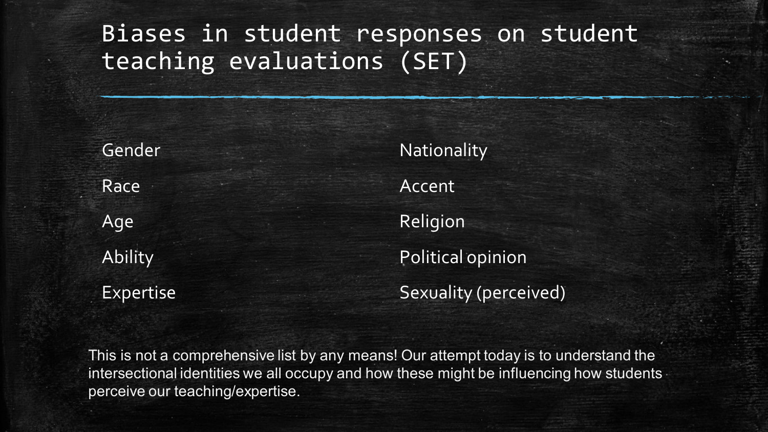# Biases in student responses on student teaching evaluations (SET)

- Gender
- Race
- Age
- Ability
- Expertise
- Nationality
- Accent
- Religion
- Political opinion
- Sexuality (perceived)

This is not a comprehensive list by any means! Our attempt today is to understand the intersectional identities we all occupy and how these might be influencing how students perceive our teaching/expertise.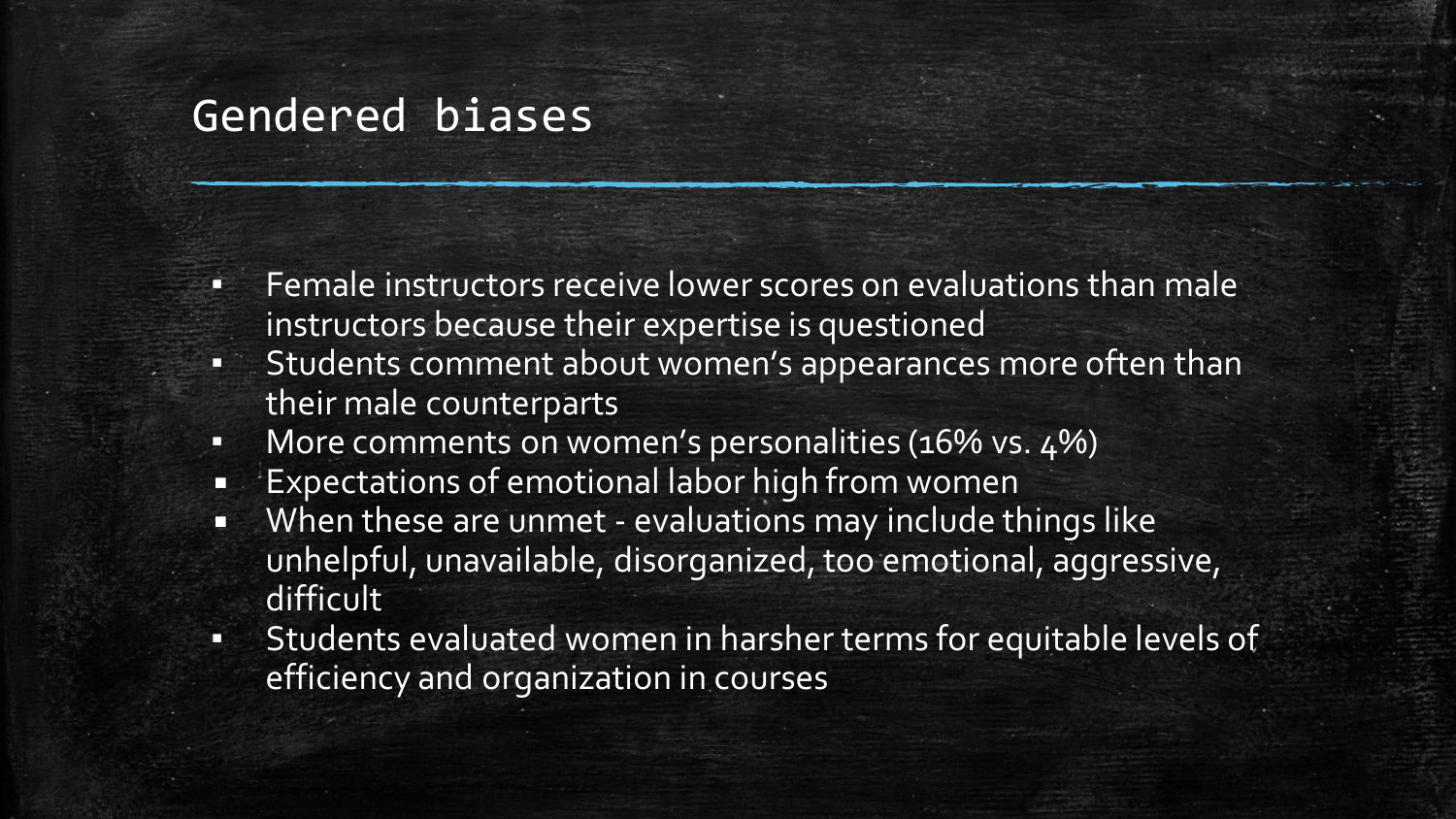# Gendered biases

- Female instructors receive lower scores on evaluations than male instructors because their expertise is questioned
- Students comment about women's appearances more often than their male counterparts
- More comments on women's personalities (16% vs. 4%)
- Expectations of emotional labor high from women
- When these are unmet - evaluations may include things like unhelpful, unavailable, disorganized, too emotional, aggressive, difficult
- Students evaluated women in harsher terms for equitable levels of efficiency and organization in courses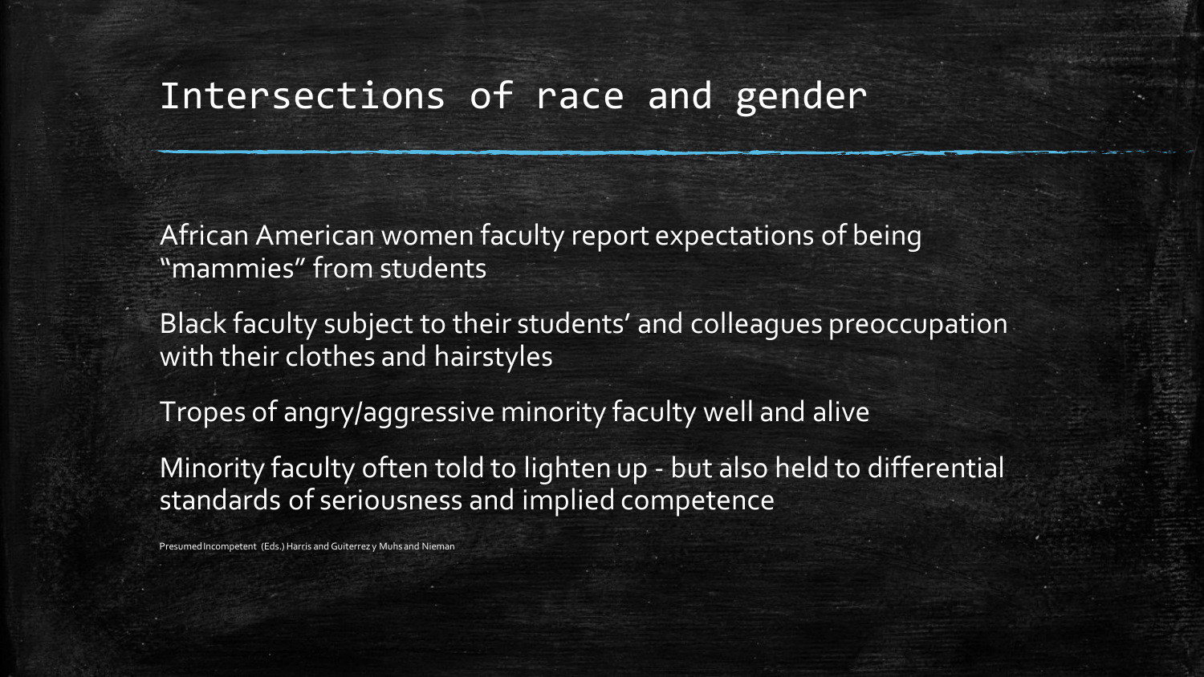# Intersections of race and gender

African American women faculty report expectations of being "mammies" from students

Black faculty subject to their students' and colleagues preoccupation with their clothes and hairstyles

Tropes of angry/aggressive minority faculty well and alive

Minority faculty often told to lighten up - but also held to differential standards of seriousness and implied competence

Presumed Incompetent (Eds.) Harris and Guiterrez y Muhs and Nieman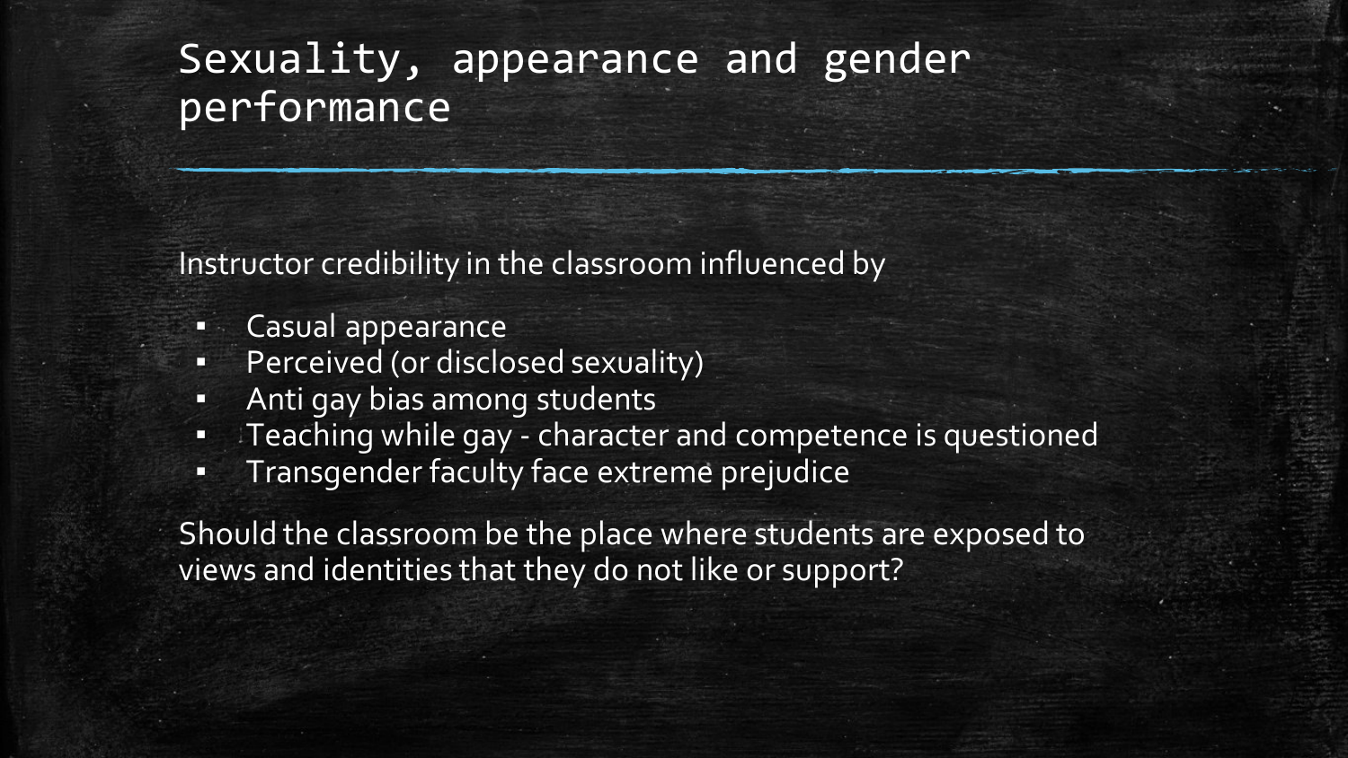# Sexuality, appearance and gender performance

Instructor credibility in the classroom influenced by

- Casual appearance
- Perceived (or disclosed sexuality)
- Anti gay bias among students
- Teaching while gay - character and competence is questioned
- Transgender faculty face extreme prejudice

Should the classroom be the place where students are exposed to views and identities that they do not like or support?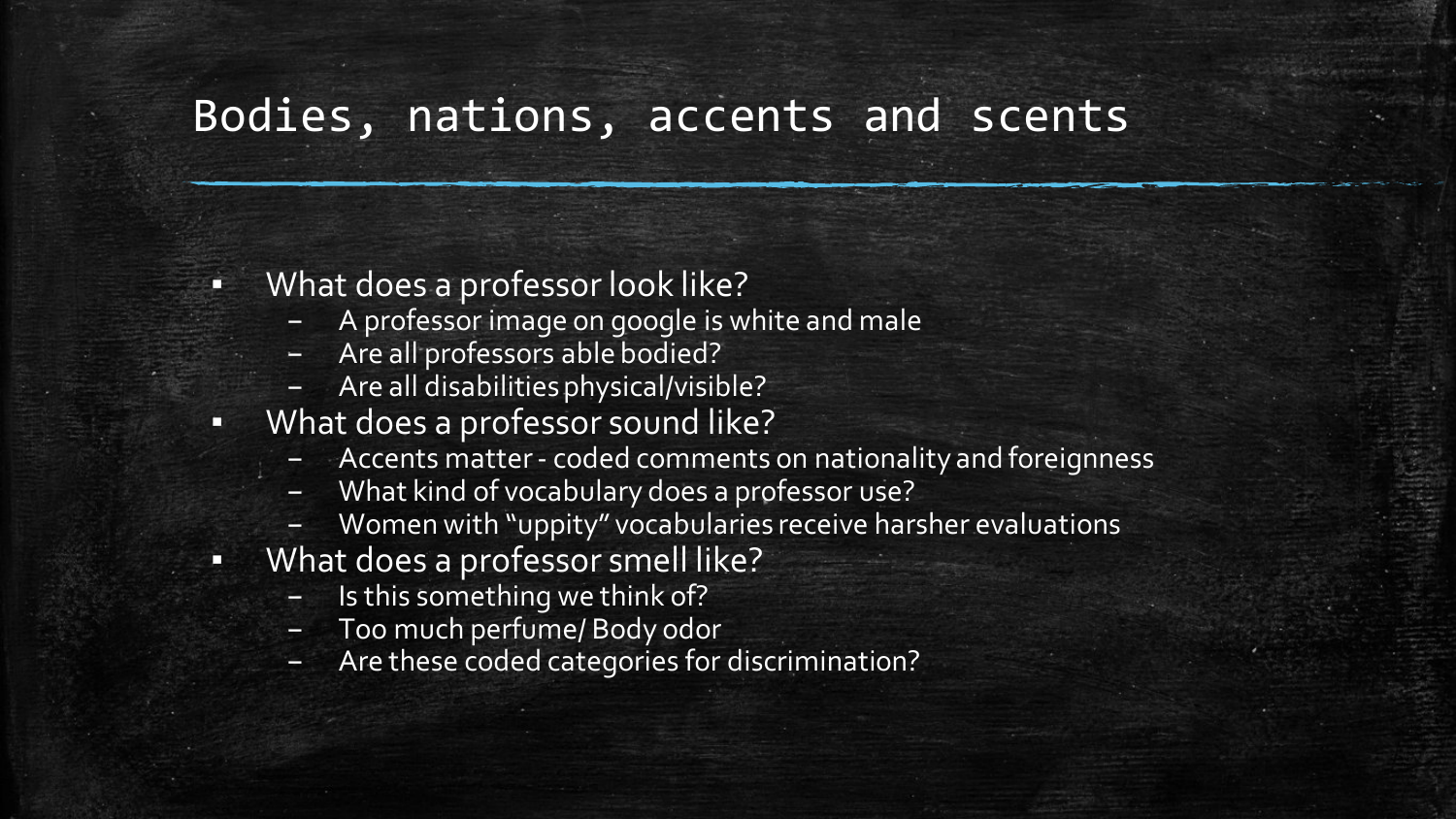# Bodies, nations, accents and scents

- What does a professor look like?
  - A professor image on google is white and male
  - Are all professors able bodied?
  - Are all disabilities physical/visible?
- What does a professor sound like?
  - Accents matter - coded comments on nationality and foreignness
  - What kind of vocabulary does a professor use?
  - Women with "uppity" vocabularies receive harsher evaluations
- What does a professor smell like?
  - Is this something we think of?
  - Too much perfume/ Body odor
  - Are these coded categories for discrimination?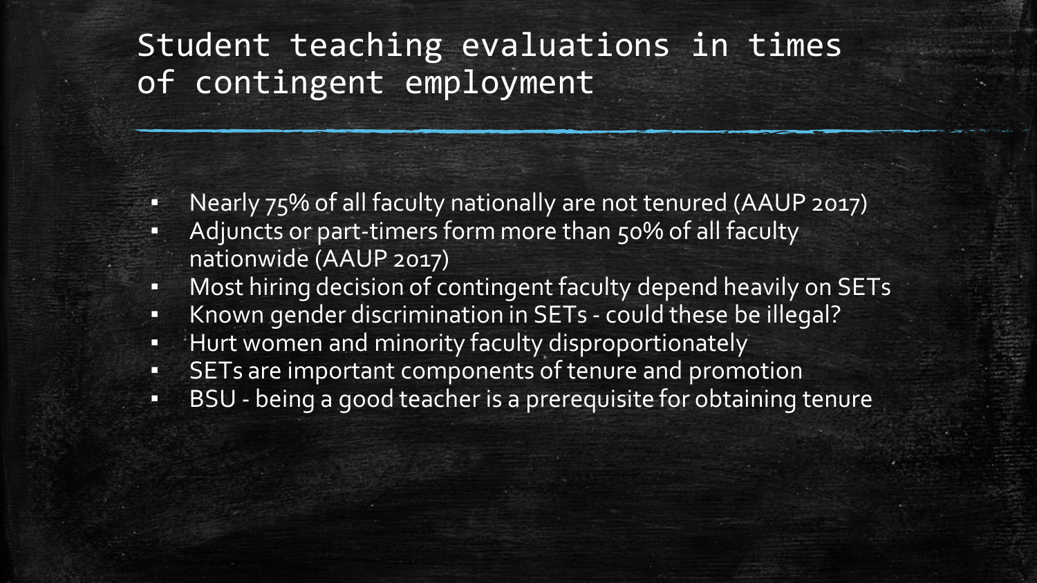# Student teaching evaluations in times of contingent employment

- Nearly 75% of all faculty nationally are not tenured (AAUP 2017)
- Adjuncts or part-timers form more than 50% of all faculty nationwide (AAUP 2017)
- Most hiring decision of contingent faculty depend heavily on SETs
- Known gender discrimination in SETs - could these be illegal?
- Hurt women and minority faculty disproportionately
- SETs are important components of tenure and promotion
- BSU - being a good teacher is a prerequisite for obtaining tenure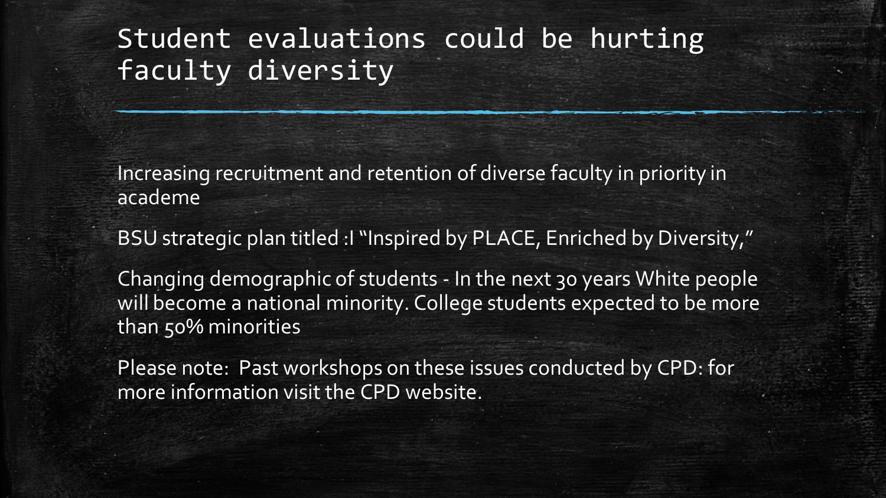# Student evaluations could be hurting faculty diversity

Increasing recruitment and retention of diverse faculty in priority in academe

BSU strategic plan titled :I "Inspired by PLACE, Enriched by Diversity,"

Changing demographic of students - In the next 30 years White people will become a national minority. College students expected to be more than 50% minorities

Please note: Past workshops on these issues conducted by CPD: for more information visit the CPD website.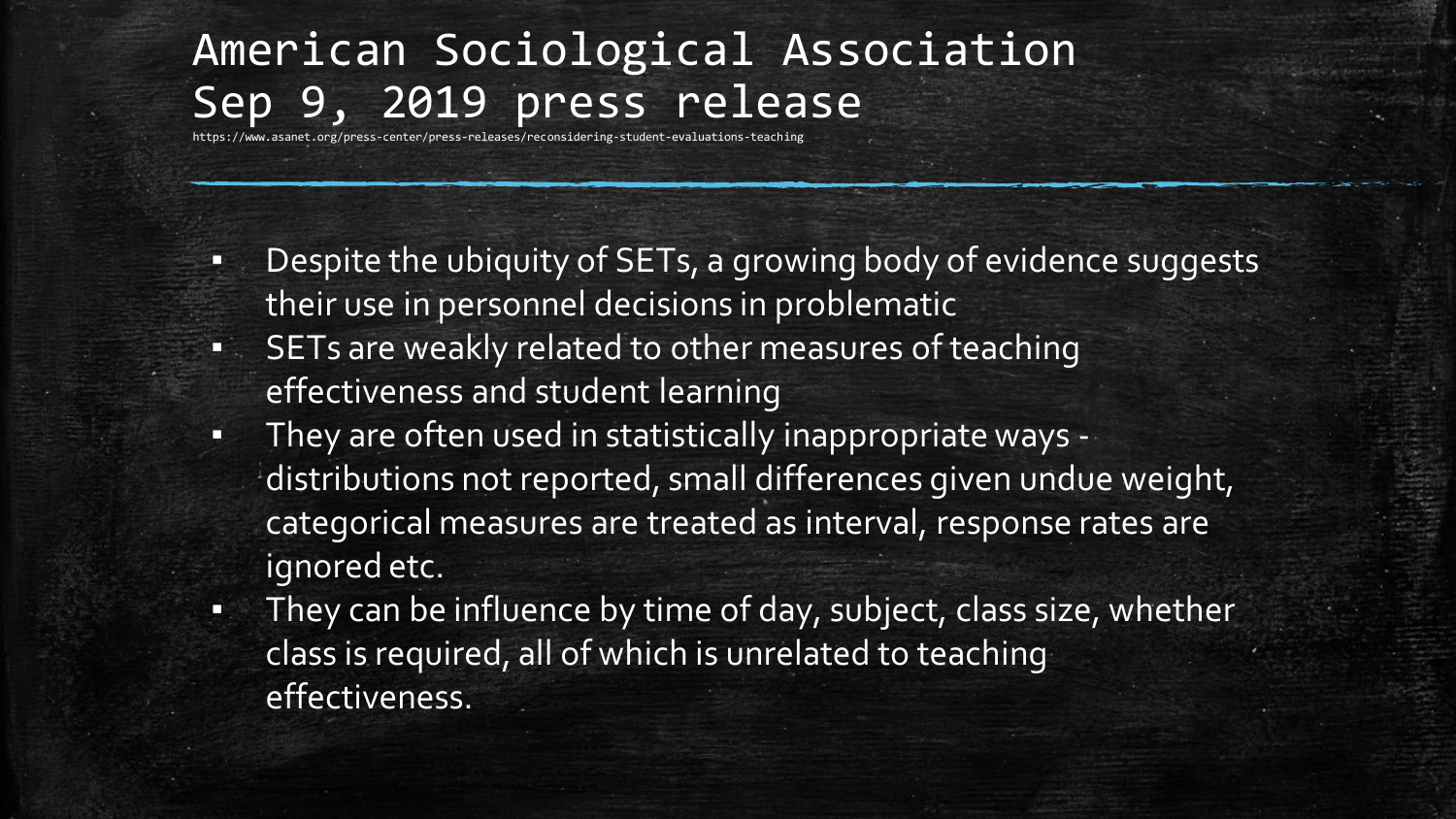# American Sociological Association Sep 9, 2019 press release

https://www.asanet.org/press-center/press-releases/reconsidering-student-evaluations-teaching

- Despite the ubiquity of SETs, a growing body of evidence suggests their use in personnel decisions in problematic
- SETs are weakly related to other measures of teaching effectiveness and student learning
- They are often used in statistically inappropriate ways - distributions not reported, small differences given undue weight, categorical measures are treated as interval, response rates are ignored etc.
- They can be influence by time of day, subject, class size, whether class is required, all of which is unrelated to teaching effectiveness.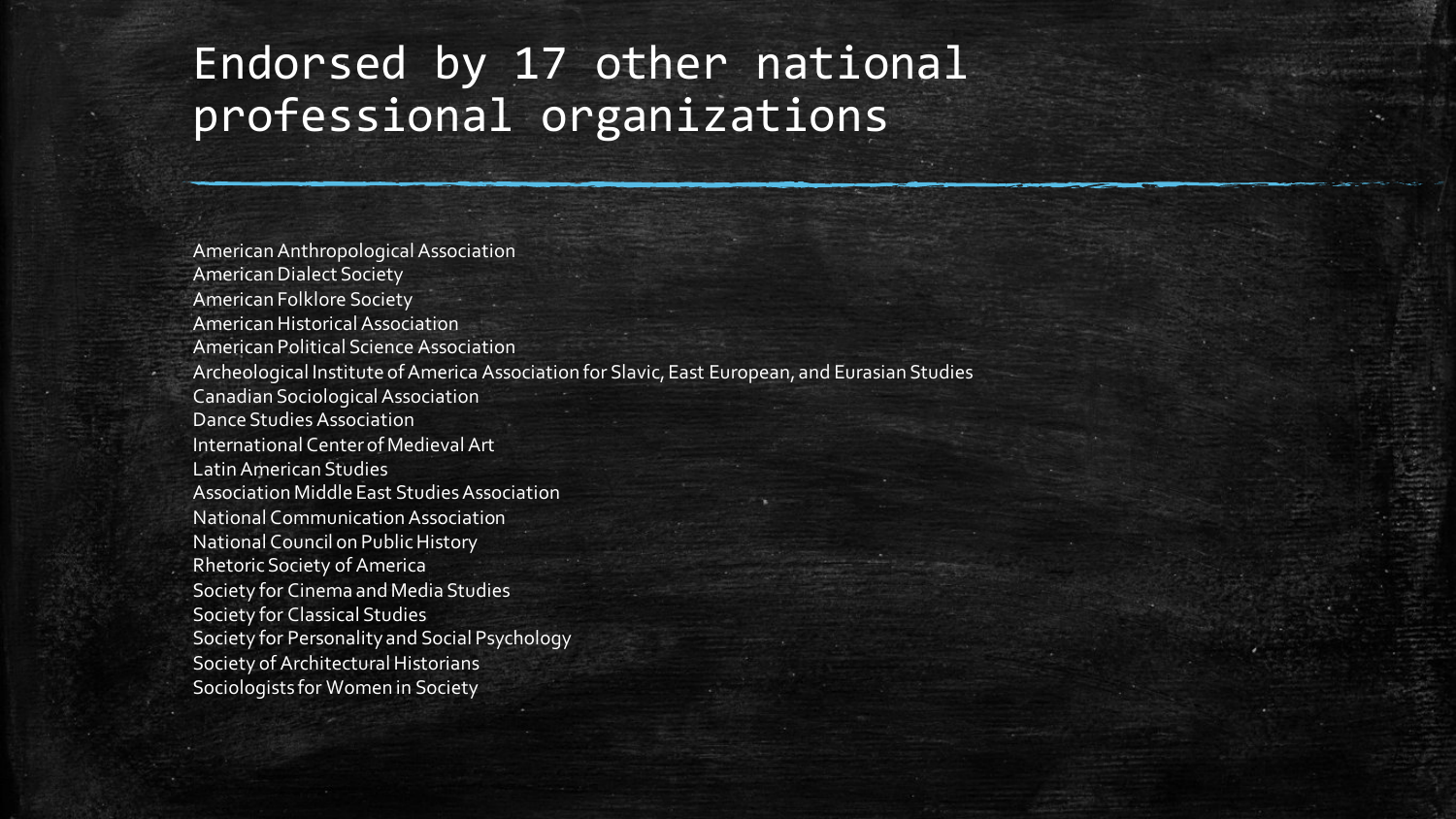# Endorsed by 17 other national professional organizations

American Anthropological Association
American Dialect Society
American Folklore Society
American Historical Association
American Political Science Association
Archeological Institute of America Association for Slavic, East European, and Eurasian Studies
Canadian Sociological Association
Dance Studies Association
International Center of Medieval Art
Latin American Studies
Association Middle East Studies Association
National Communication Association
National Council on Public History
Rhetoric Society of America
Society for Cinema and Media Studies
Society for Classical Studies
Society for Personality and Social Psychology
Society of Architectural Historians
Sociologists for Women in Society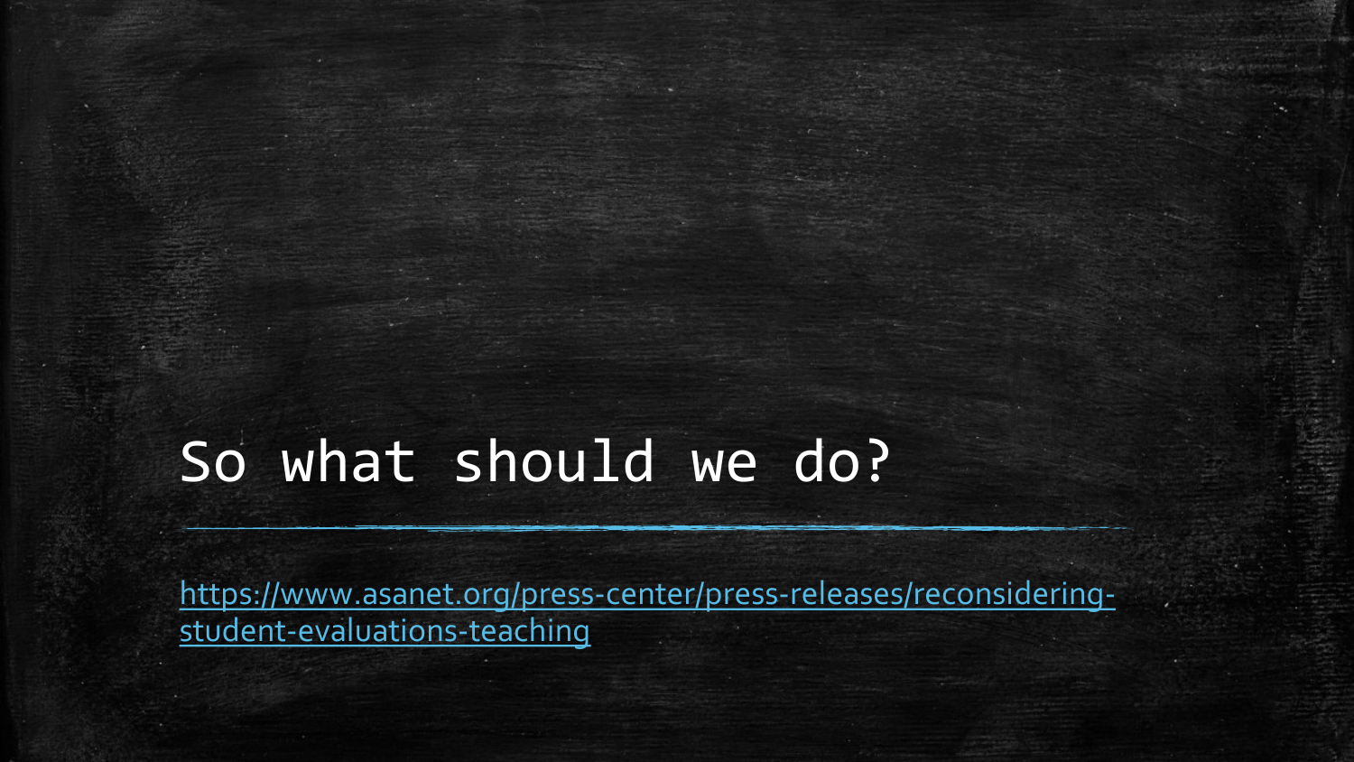# So what should we do?

[https://www.asanet.org/press-center/press-releases/reconsidering-student-evaluations-teaching](https://www.asanet.org/press-center/press-releases/reconsidering-student-evaluations-teaching)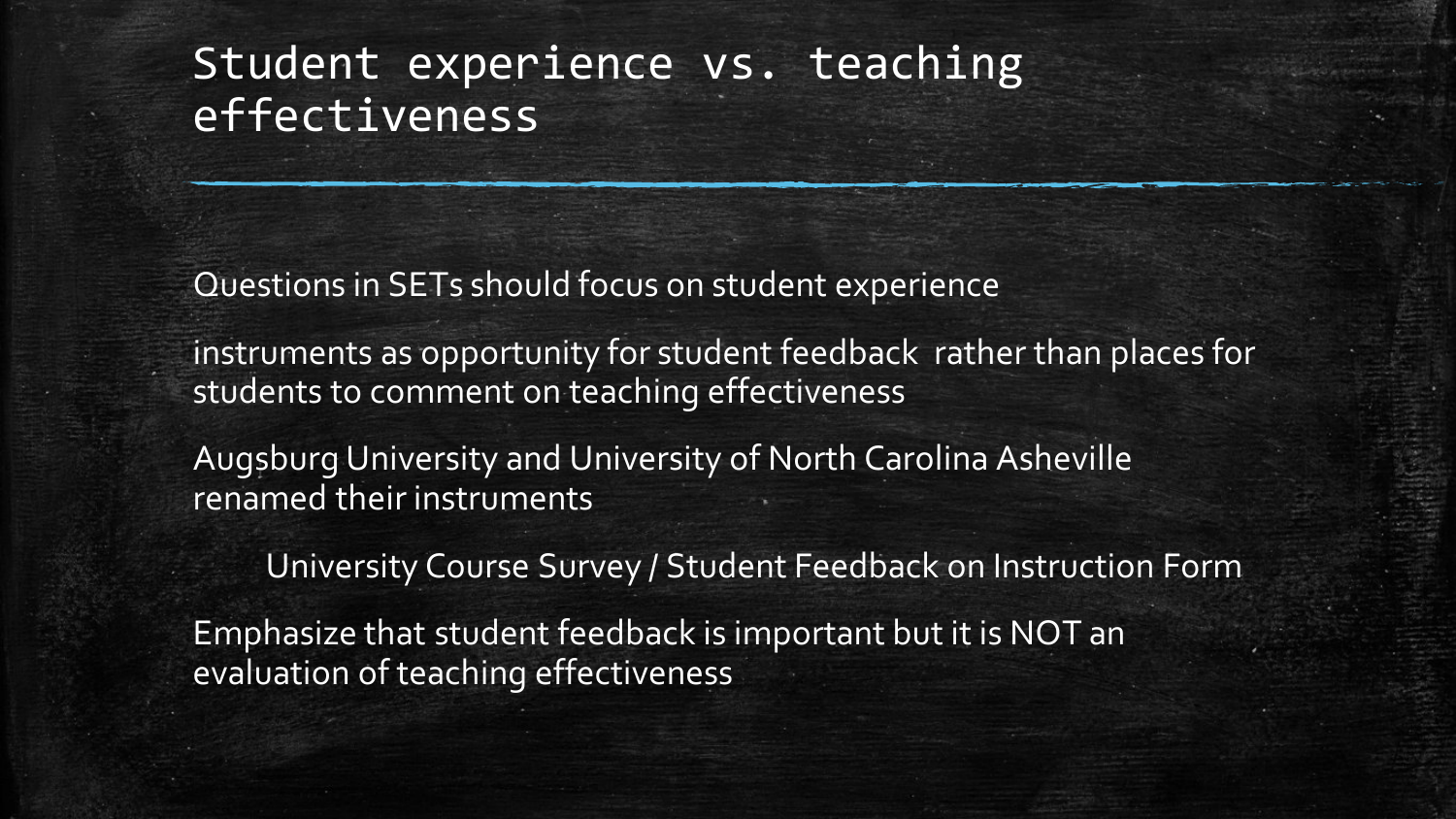# Student experience vs. teaching effectiveness

Questions in SETs should focus on student experience

instruments as opportunity for student feedback rather than places for students to comment on teaching effectiveness

Augsburg University and University of North Carolina Asheville renamed their instruments

University Course Survey / Student Feedback on Instruction Form

Emphasize that student feedback is important but it is NOT an evaluation of teaching effectiveness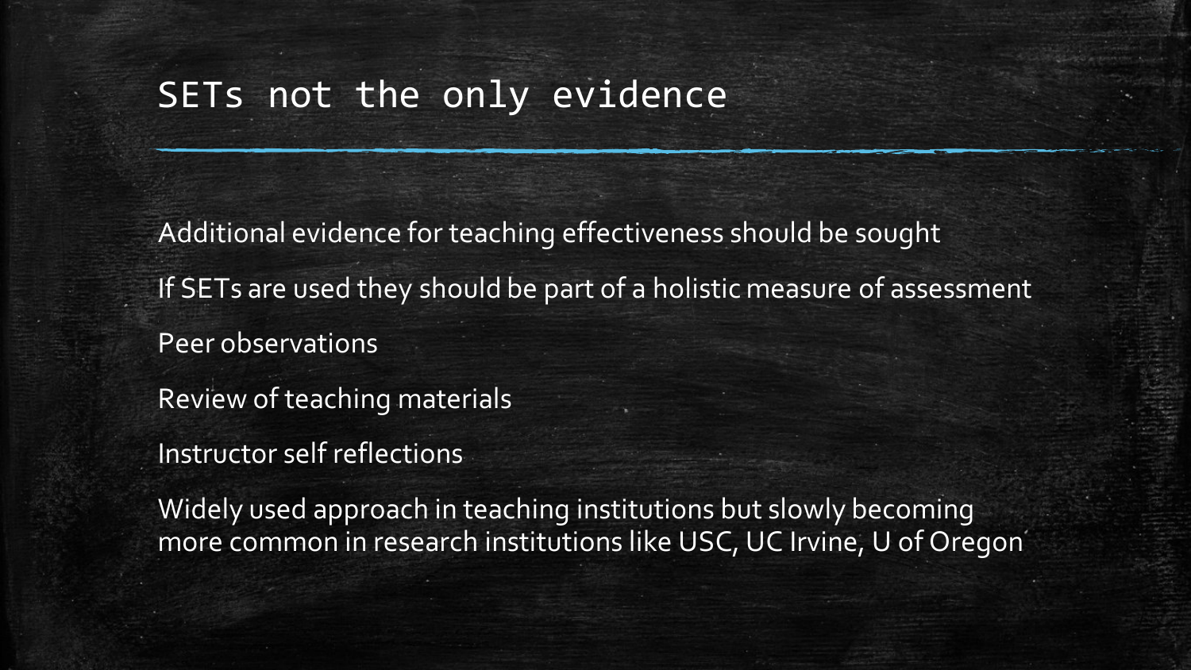# SETs not the only evidence

Additional evidence for teaching effectiveness should be sought

If SETs are used they should be part of a holistic measure of assessment

Peer observations

Review of teaching materials

Instructor self reflections

Widely used approach in teaching institutions but slowly becoming more common in research institutions like USC, UC Irvine, U of Oregon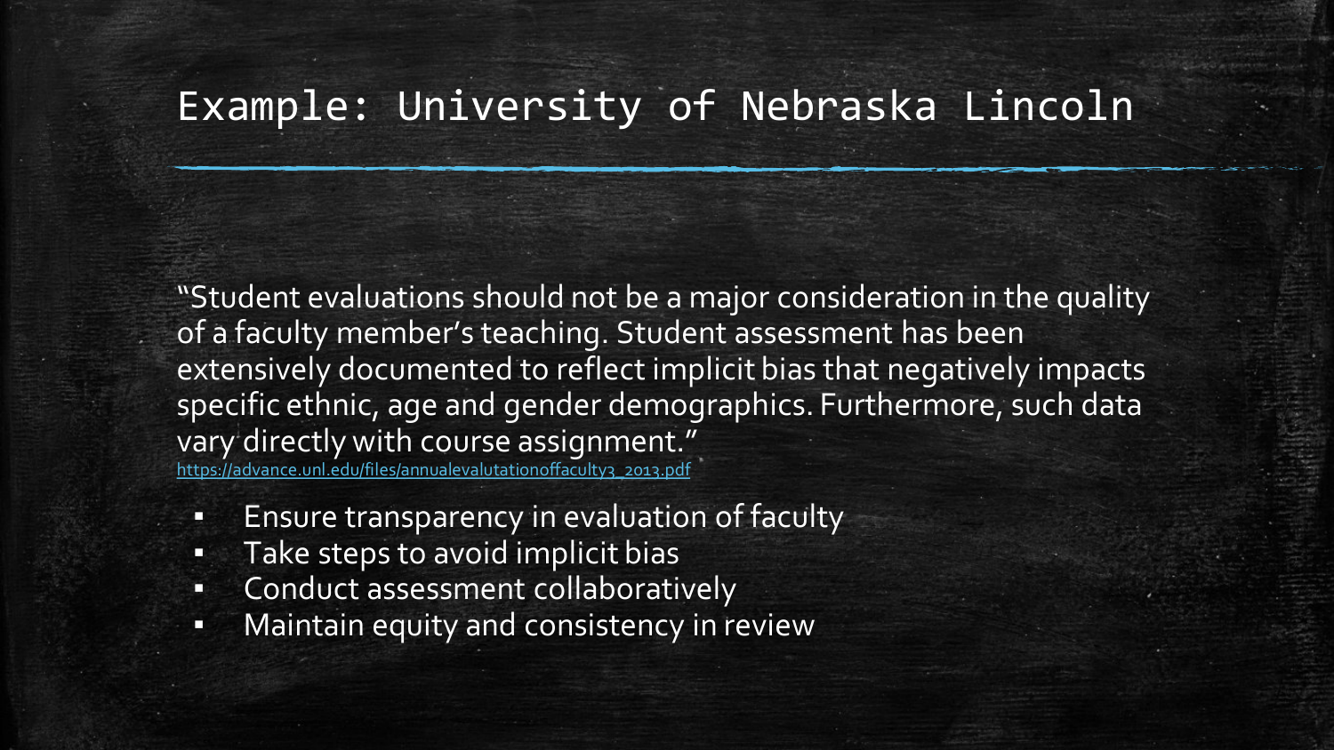# Example: University of Nebraska Lincoln

"Student evaluations should not be a major consideration in the quality of a faculty member's teaching. Student assessment has been extensively documented to reflect implicit bias that negatively impacts specific ethnic, age and gender demographics. Furthermore, such data vary directly with course assignment."
https://advance.unl.edu/files/annualevalutationoffaculty3_2013.pdf

- Ensure transparency in evaluation of faculty
- Take steps to avoid implicit bias
- Conduct assessment collaboratively
- Maintain equity and consistency in review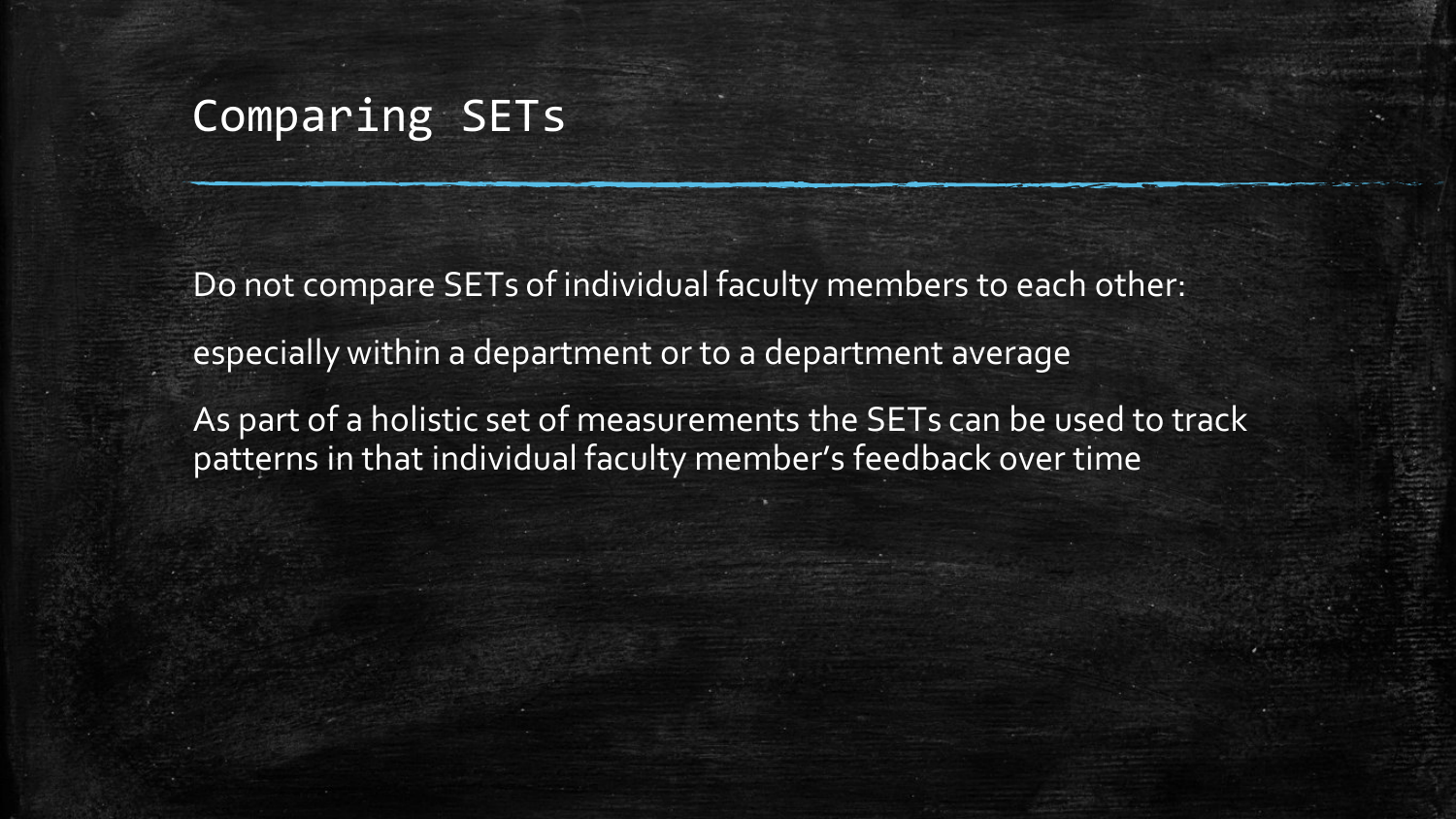# Comparing SETs

Do not compare SETs of individual faculty members to each other:

especially within a department or to a department average

As part of a holistic set of measurements the SETs can be used to track patterns in that individual faculty member's feedback over time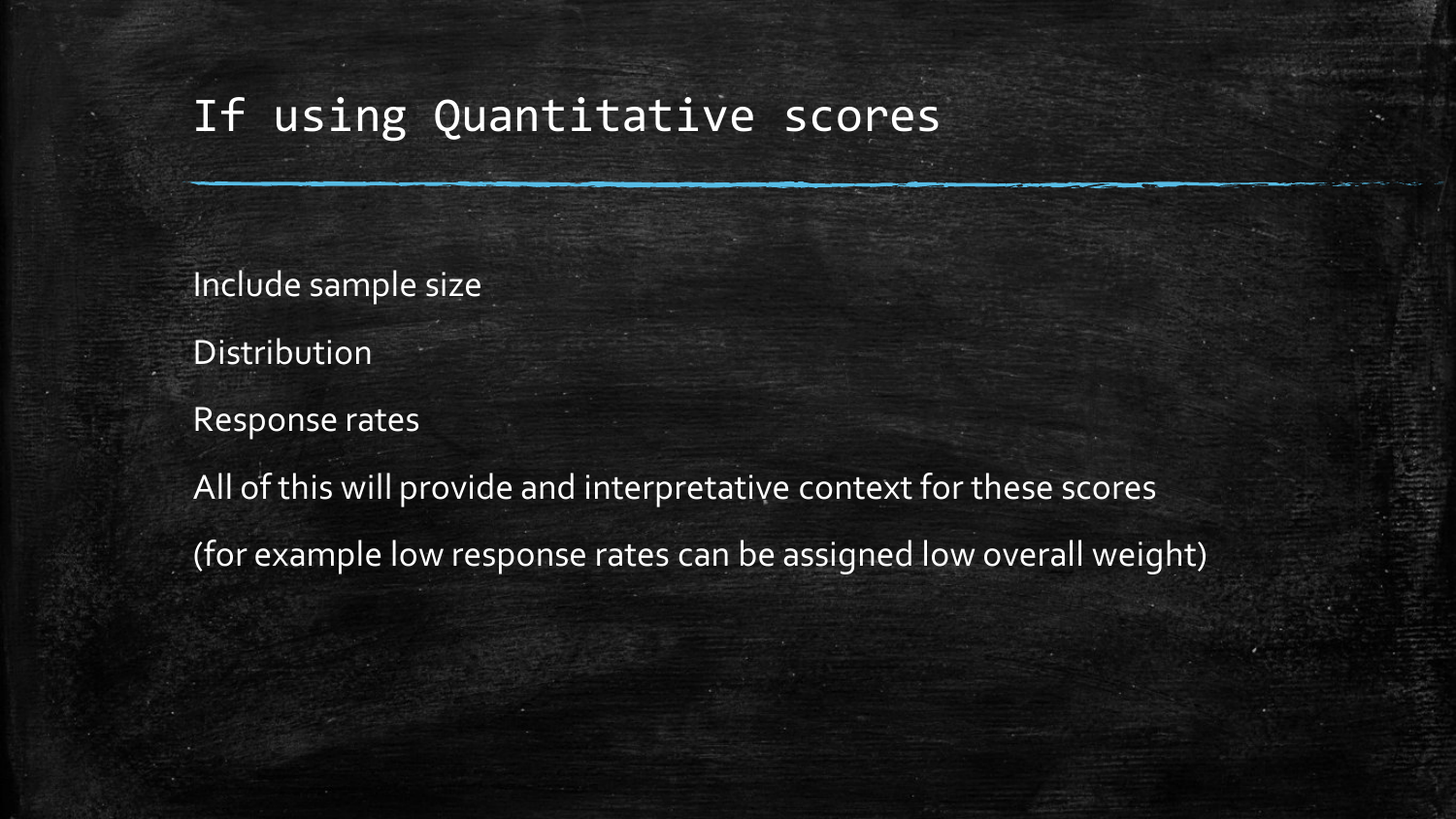# If using Quantitative scores

Include sample size

Distribution

Response rates

All of this will provide and interpretative context for these scores

(for example low response rates can be assigned low overall weight)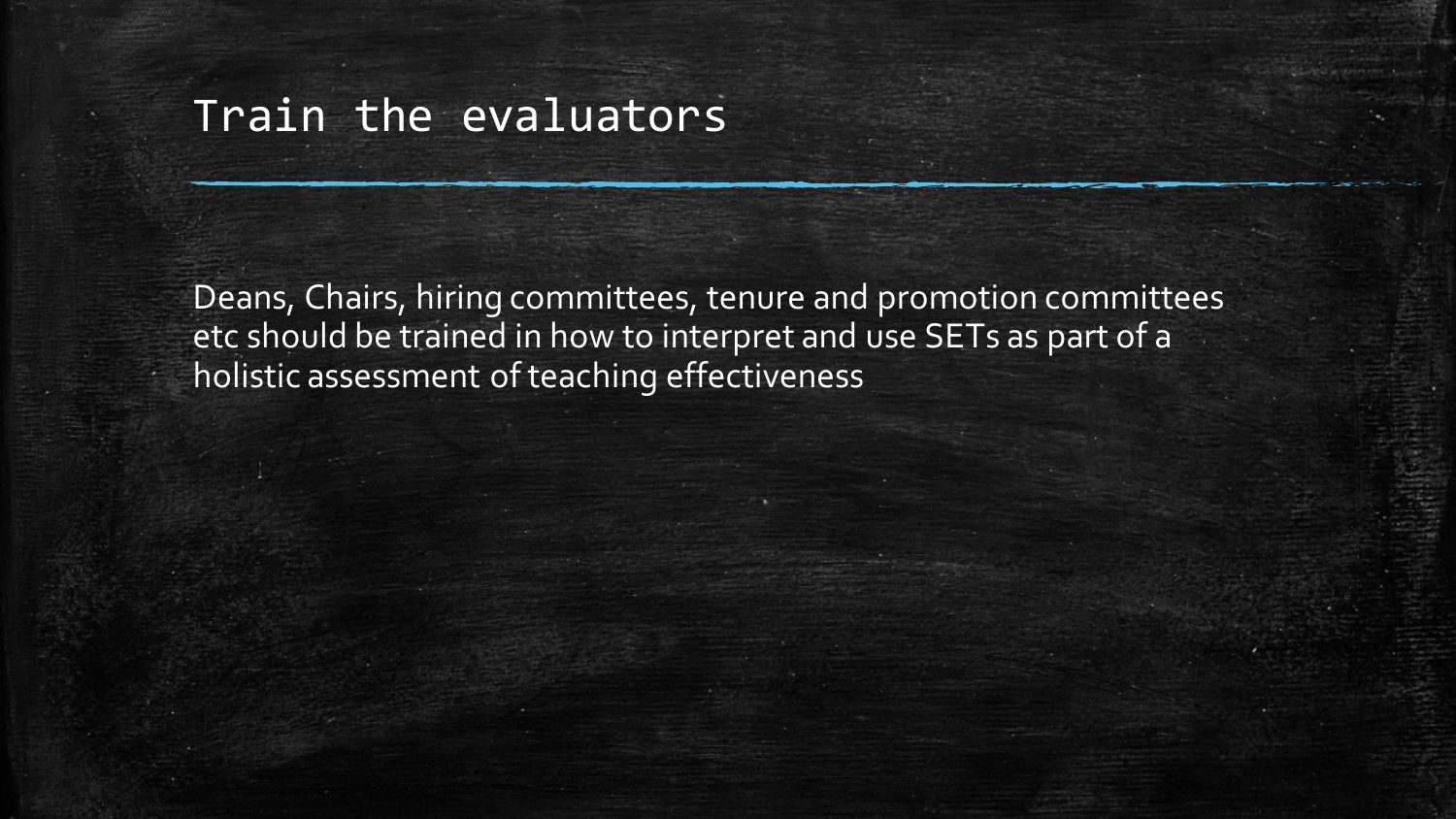# Train the evaluators

Deans, Chairs, hiring committees, tenure and promotion committees etc should be trained in how to interpret and use SETs as part of a holistic assessment of teaching effectiveness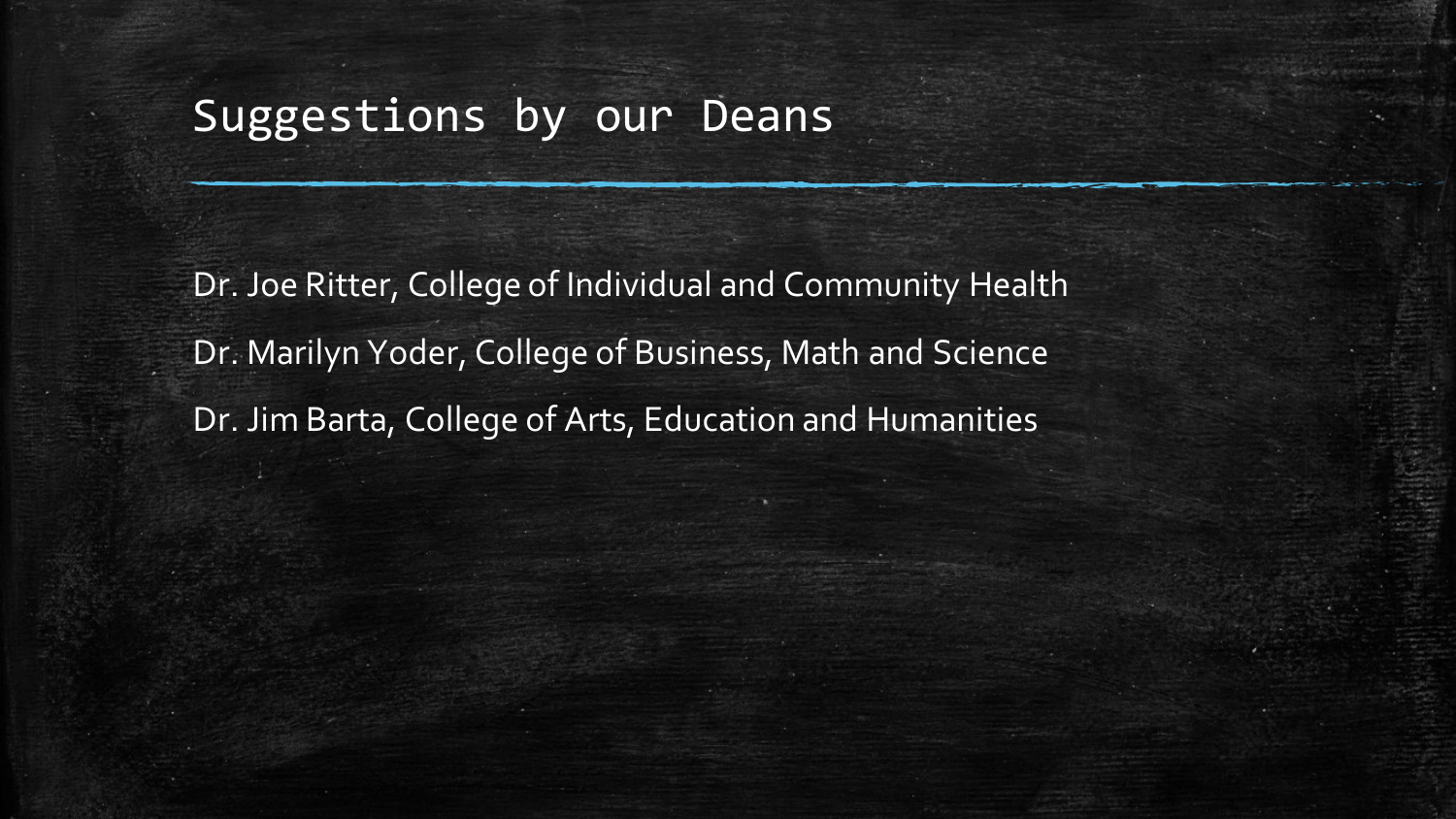# Suggestions by our Deans

Dr. Joe Ritter, College of Individual and Community Health

Dr. Marilyn Yoder, College of Business, Math and Science

Dr. Jim Barta, College of Arts, Education and Humanities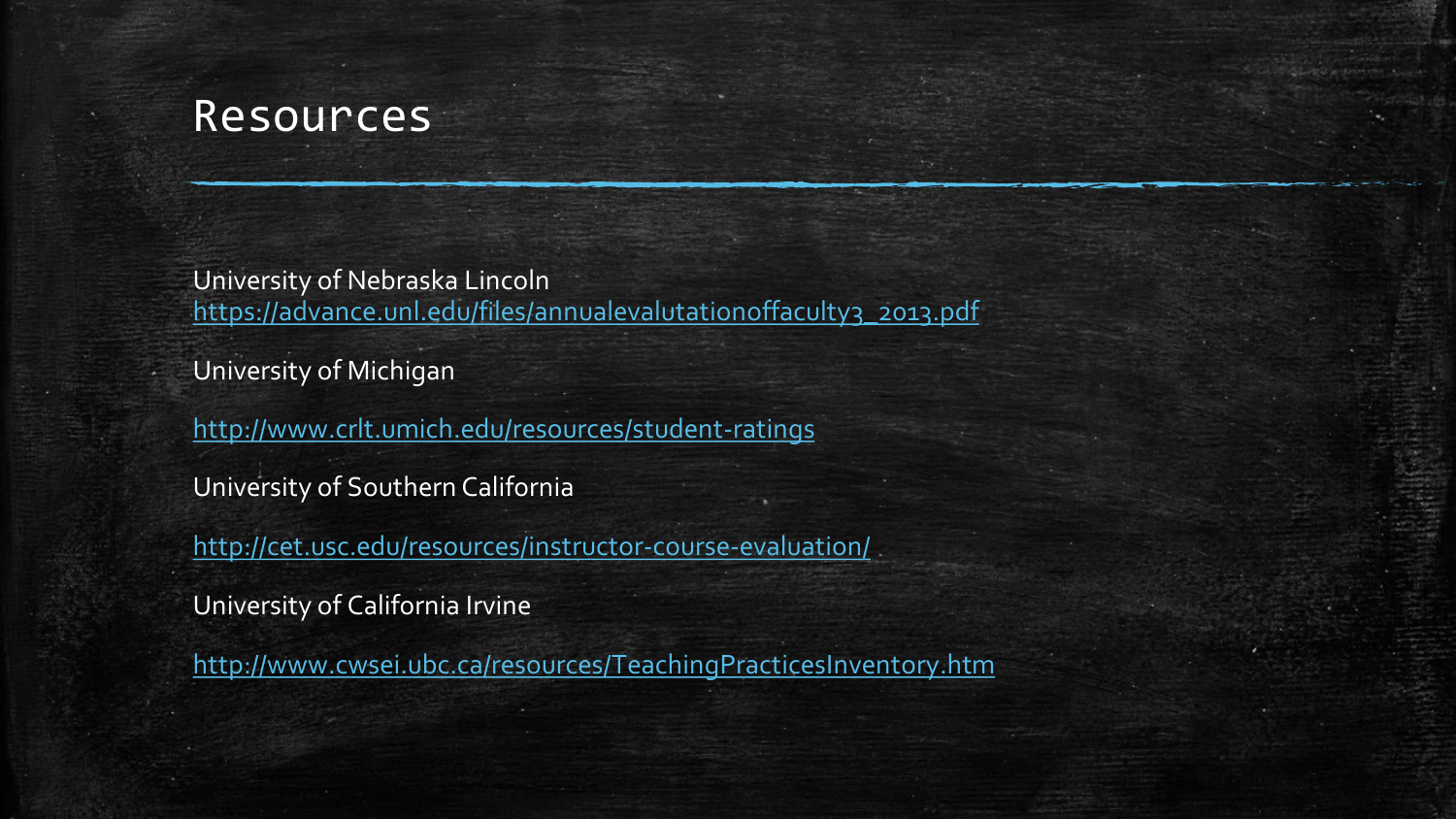# Resources

University of Nebraska Lincoln
https://advance.unl.edu/files/annualevalutationoffaculty3_2013.pdf

University of Michigan

http://www.crlt.umich.edu/resources/student-ratings

University of Southern California

http://cet.usc.edu/resources/instructor-course-evaluation/

University of California Irvine

http://www.cwsei.ubc.ca/resources/TeachingPracticesInventory.htm